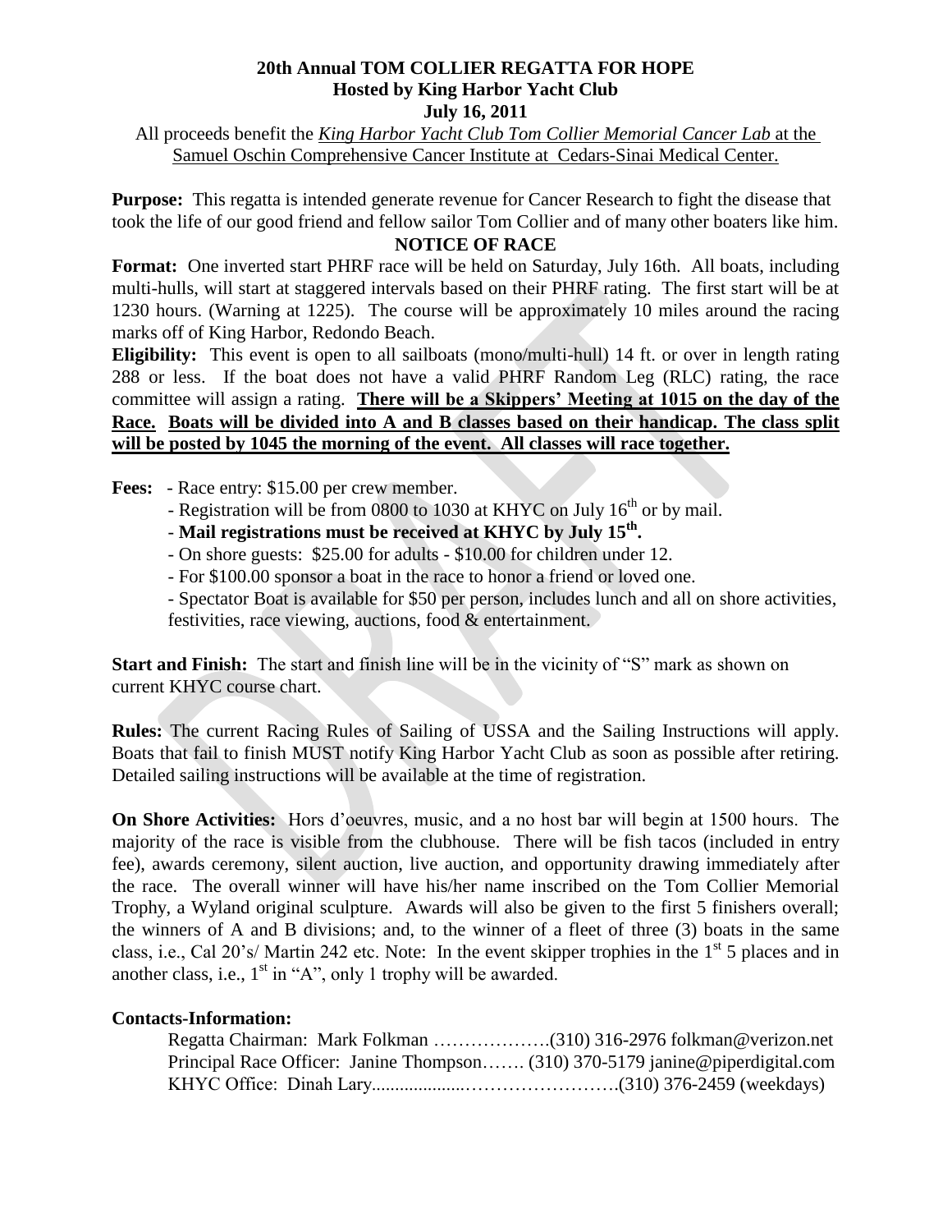# 20th Annual TOM COLLIER REGATTA FOR HOPE

**Hosted by King Harbor Yacht Club**

**July 16, 2011**

All proceeds benefit the *King Harbor Yacht Club Tom Collier Memorial Cancer Lab* at the Samuel Oschin Comprehensive Cancer Institute at Cedars-Sinai Medical Center.

**Purpose:** This regatta is intended generate revenue for Cancer Research to fight the disease that took the life of our good friend and fellow sailor Tom Collier and of many other boaters like him.

## NOTICE OF RACE

**Format:** One inverted start PHRF race will be held on Saturday, July 16th. All boats, including multi-hulls, will start at staggered intervals based on their PHRF rating. The first start will be at 1230 hours. (Warning at 1225). The course will be approximately 10 miles around the racing marks off of King Harbor, Redondo Beach.

**Eligibility:** This event is open to all sailboats (mono/multi-hull) 14 ft. or over in length rating 288 or less. If the boat does not have a valid PHRF Random Leg (RLC) rating, the race committee will assign a rating. **There will be a Skippers' Meeting at 1015 on the day of the Race. Boats will be divided into A and B classes based on their handicap. The class split will be posted by 1045 the morning of the event. All classes will race together.**

**Fees:**
- Race entry: $15.00 per crew member.
- Registration will be from 0800 to 1030 at KHYC on July 16th or by mail.
- **Mail registrations must be received at KHYC by July 15th.**
- On shore guests: $25.00 for adults - $10.00 for children under 12.
- For $100.00 sponsor a boat in the race to honor a friend or loved one.
- Spectator Boat is available for $50 per person, includes lunch and all on shore activities, festivities, race viewing, auctions, food & entertainment.

**Start and Finish:** The start and finish line will be in the vicinity of "S" mark as shown on current KHYC course chart.

**Rules:** The current Racing Rules of Sailing of USSA and the Sailing Instructions will apply. Boats that fail to finish MUST notify King Harbor Yacht Club as soon as possible after retiring. Detailed sailing instructions will be available at the time of registration.

**On Shore Activities:** Hors d'oeuvres, music, and a no host bar will begin at 1500 hours. The majority of the race is visible from the clubhouse. There will be fish tacos (included in entry fee), awards ceremony, silent auction, live auction, and opportunity drawing immediately after the race. The overall winner will have his/her name inscribed on the Tom Collier Memorial Trophy, a Wyland original sculpture. Awards will also be given to the first 5 finishers overall; the winners of A and B divisions; and, to the winner of a fleet of three (3) boats in the same class, i.e., Cal 20's/ Martin 242 etc. Note: In the event skipper trophies in the 1st 5 places and in another class, i.e., 1st in "A", only 1 trophy will be awarded.

**Contacts-Information:**

Regatta Chairman: Mark Folkman ……………….(310) 316-2976 folkman@verizon.net
Principal Race Officer: Janine Thompson……. (310) 370-5179 janine@piperdigital.com
KHYC Office: Dinah Lary....................…………………….(310) 376-2459 (weekdays)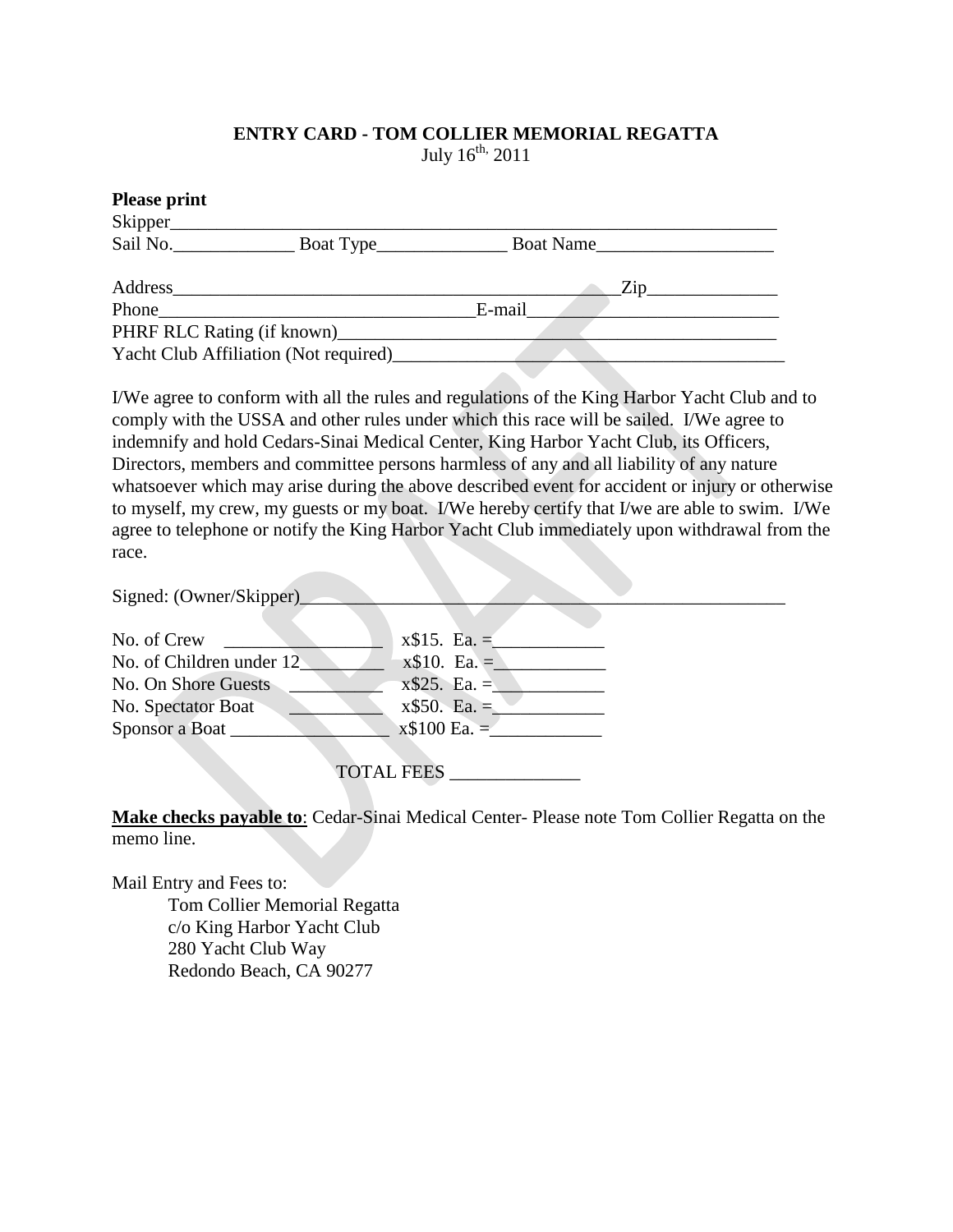**ENTRY CARD - TOM COLLIER MEMORIAL REGATTA**

July 16th, 2011

**Please print**

Skipper_____________________________________________________________________

Sail No._____________ Boat Type______________ Boat Name___________________

Address_________________________________________________Zip______________

Phone__________________________________E-mail___________________________

PHRF RLC Rating (if known)__________________________________________________

Yacht Club Affiliation (Not required)____________________________________________

I/We agree to conform with all the rules and regulations of the King Harbor Yacht Club and to comply with the USSA and other rules under which this race will be sailed. I/We agree to indemnify and hold Cedars-Sinai Medical Center, King Harbor Yacht Club, its Officers, Directors, members and committee persons harmless of any and all liability of any nature whatsoever which may arise during the above described event for accident or injury or otherwise to myself, my crew, my guests or my boat. I/We hereby certify that I/we are able to swim. I/We agree to telephone or notify the King Harbor Yacht Club immediately upon withdrawal from the race.

Signed: (Owner/Skipper)_____________________________________________________

No. of Crew _________________ x$15. Ea. =____________

No. of Children under 12_________ x$10. Ea. =____________

No. On Shore Guests __________ x$25. Ea. =____________

No. Spectator Boat __________ x$50. Ea. =____________

Sponsor a Boat _________________ x$100 Ea. =____________

TOTAL FEES ______________

**Make checks payable to**: Cedar-Sinai Medical Center- Please note Tom Collier Regatta on the memo line.

Mail Entry and Fees to:

Tom Collier Memorial Regatta
c/o King Harbor Yacht Club
280 Yacht Club Way
Redondo Beach, CA 90277